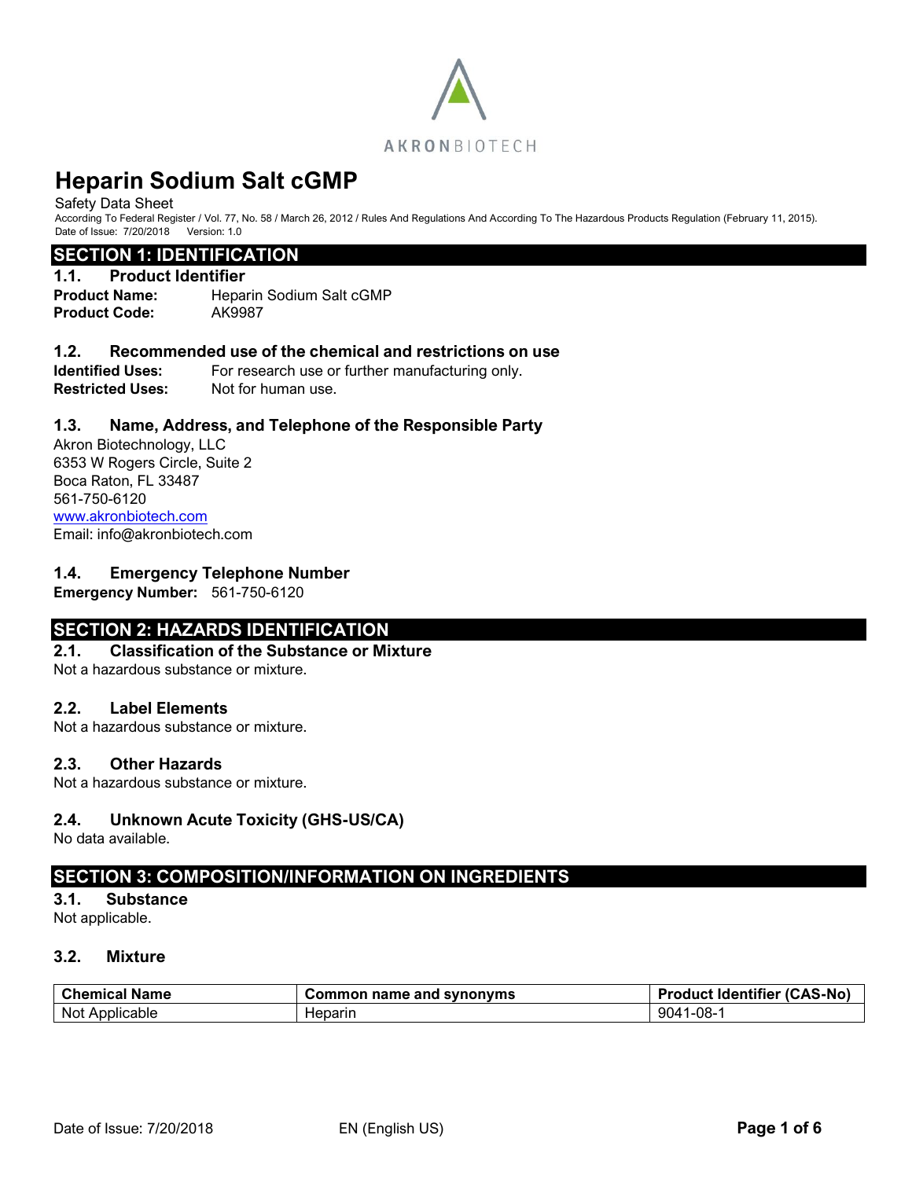AKRONBIOTECH

# Heparin Sodium Salt cGMP

Safety Data Sheet

According To Federal Register / Vol. 77, No. 58 / March 26, 2012 / Rules And Regulations And According To The Hazardous Products Regulation (February 11, 2015).

Date of Issue: 7/20/2018 Version: 1.0

## SECTION 1: IDENTIFICATION

### 1.1. Product Identifier

**Product Name:** Heparin Sodium Salt cGMP

**Product Code:** AK9987

### 1.2. Recommended use of the chemical and restrictions on use

**Identified Uses:** For research use or further manufacturing only.

**Restricted Uses:** Not for human use.

### 1.3. Name, Address, and Telephone of the Responsible Party

Akron Biotechnology, LLC
6353 W Rogers Circle, Suite 2
Boca Raton, FL 33487
561-750-6120
www.akronbiotech.com
Email: info@akronbiotech.com

### 1.4. Emergency Telephone Number

**Emergency Number:** 561-750-6120

## SECTION 2: HAZARDS IDENTIFICATION

### 2.1. Classification of the Substance or Mixture

Not a hazardous substance or mixture.

### 2.2. Label Elements

Not a hazardous substance or mixture.

### 2.3. Other Hazards

Not a hazardous substance or mixture.

### 2.4. Unknown Acute Toxicity (GHS-US/CA)

No data available.

## SECTION 3: COMPOSITION/INFORMATION ON INGREDIENTS

### 3.1. Substance

Not applicable.

### 3.2. Mixture

| Chemical Name | Common name and synonyms | Product Identifier (CAS-No) |
|---|---|---|
| Not Applicable | Heparin | 9041-08-1 |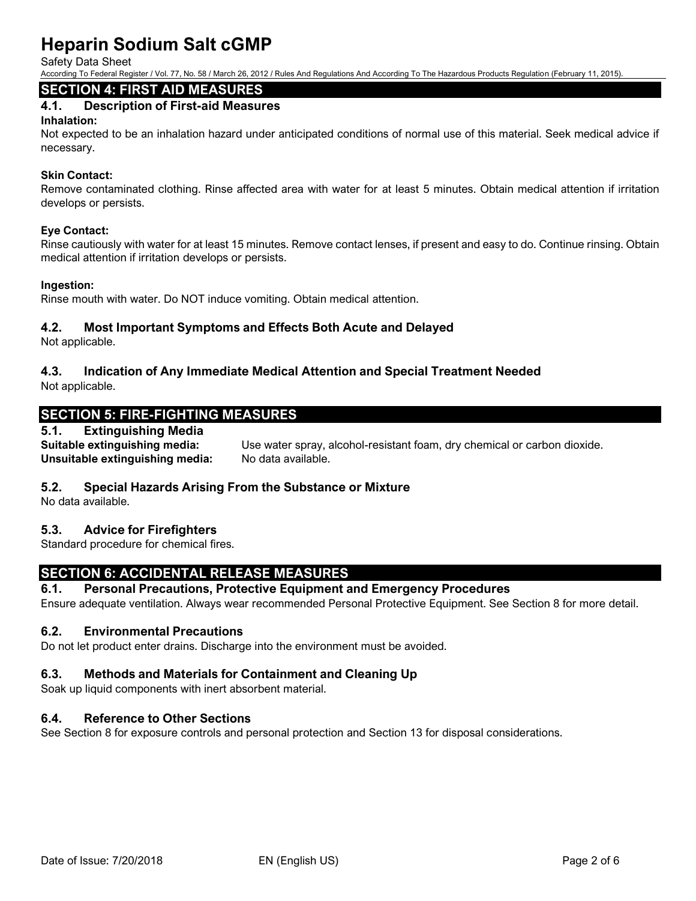## SECTION 4: FIRST AID MEASURES

### 4.1. Description of First-aid Measures

**Inhalation:**
Not expected to be an inhalation hazard under anticipated conditions of normal use of this material. Seek medical advice if necessary.

**Skin Contact:**
Remove contaminated clothing. Rinse affected area with water for at least 5 minutes. Obtain medical attention if irritation develops or persists.

**Eye Contact:**
Rinse cautiously with water for at least 15 minutes. Remove contact lenses, if present and easy to do. Continue rinsing. Obtain medical attention if irritation develops or persists.

**Ingestion:**
Rinse mouth with water. Do NOT induce vomiting. Obtain medical attention.

### 4.2. Most Important Symptoms and Effects Both Acute and Delayed

Not applicable.

### 4.3. Indication of Any Immediate Medical Attention and Special Treatment Needed

Not applicable.

## SECTION 5: FIRE-FIGHTING MEASURES

### 5.1. Extinguishing Media

**Suitable extinguishing media:** Use water spray, alcohol-resistant foam, dry chemical or carbon dioxide.
**Unsuitable extinguishing media:** No data available.

### 5.2. Special Hazards Arising From the Substance or Mixture

No data available.

### 5.3. Advice for Firefighters

Standard procedure for chemical fires.

## SECTION 6: ACCIDENTAL RELEASE MEASURES

### 6.1. Personal Precautions, Protective Equipment and Emergency Procedures

Ensure adequate ventilation. Always wear recommended Personal Protective Equipment. See Section 8 for more detail.

### 6.2. Environmental Precautions

Do not let product enter drains. Discharge into the environment must be avoided.

### 6.3. Methods and Materials for Containment and Cleaning Up

Soak up liquid components with inert absorbent material.

### 6.4. Reference to Other Sections

See Section 8 for exposure controls and personal protection and Section 13 for disposal considerations.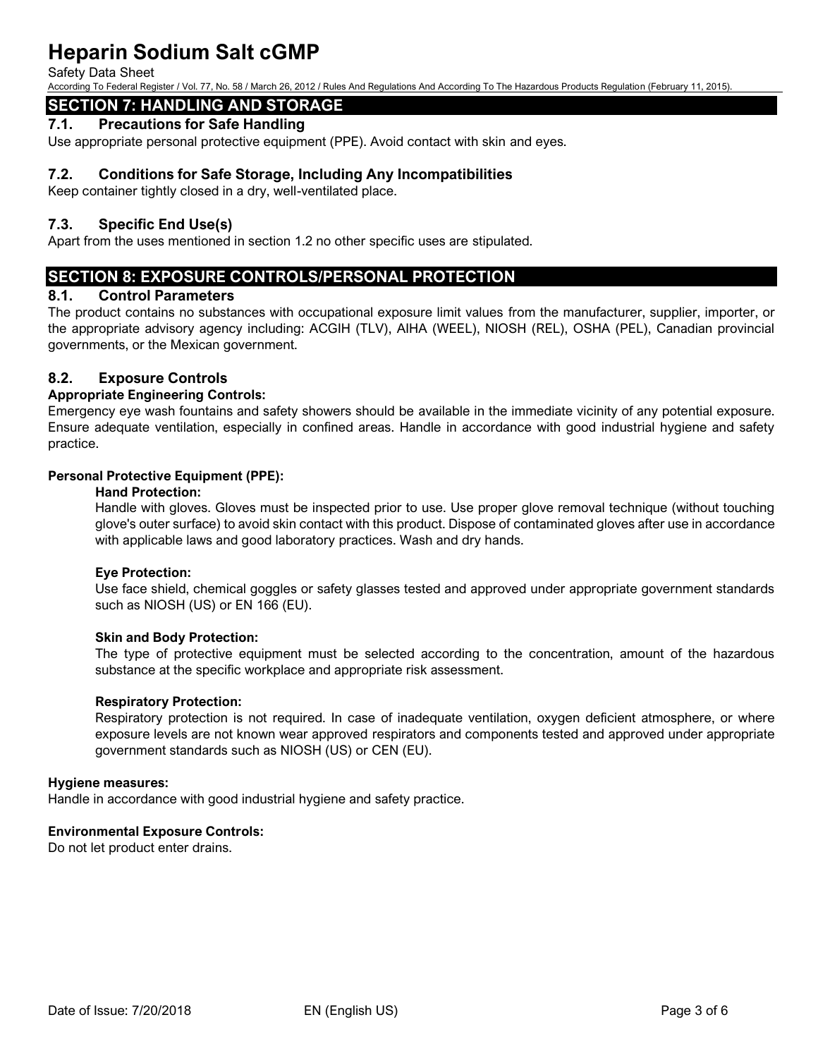## SECTION 7: HANDLING AND STORAGE

### 7.1. Precautions for Safe Handling

Use appropriate personal protective equipment (PPE). Avoid contact with skin and eyes.

### 7.2. Conditions for Safe Storage, Including Any Incompatibilities

Keep container tightly closed in a dry, well-ventilated place.

### 7.3. Specific End Use(s)

Apart from the uses mentioned in section 1.2 no other specific uses are stipulated.

## SECTION 8: EXPOSURE CONTROLS/PERSONAL PROTECTION

### 8.1. Control Parameters

The product contains no substances with occupational exposure limit values from the manufacturer, supplier, importer, or the appropriate advisory agency including: ACGIH (TLV), AIHA (WEEL), NIOSH (REL), OSHA (PEL), Canadian provincial governments, or the Mexican government.

### 8.2. Exposure Controls

**Appropriate Engineering Controls:**

Emergency eye wash fountains and safety showers should be available in the immediate vicinity of any potential exposure. Ensure adequate ventilation, especially in confined areas. Handle in accordance with good industrial hygiene and safety practice.

**Personal Protective Equipment (PPE):**

**Hand Protection:**

Handle with gloves. Gloves must be inspected prior to use. Use proper glove removal technique (without touching glove's outer surface) to avoid skin contact with this product. Dispose of contaminated gloves after use in accordance with applicable laws and good laboratory practices. Wash and dry hands.

**Eye Protection:**

Use face shield, chemical goggles or safety glasses tested and approved under appropriate government standards such as NIOSH (US) or EN 166 (EU).

**Skin and Body Protection:**

The type of protective equipment must be selected according to the concentration, amount of the hazardous substance at the specific workplace and appropriate risk assessment.

**Respiratory Protection:**

Respiratory protection is not required. In case of inadequate ventilation, oxygen deficient atmosphere, or where exposure levels are not known wear approved respirators and components tested and approved under appropriate government standards such as NIOSH (US) or CEN (EU).

**Hygiene measures:**

Handle in accordance with good industrial hygiene and safety practice.

**Environmental Exposure Controls:**

Do not let product enter drains.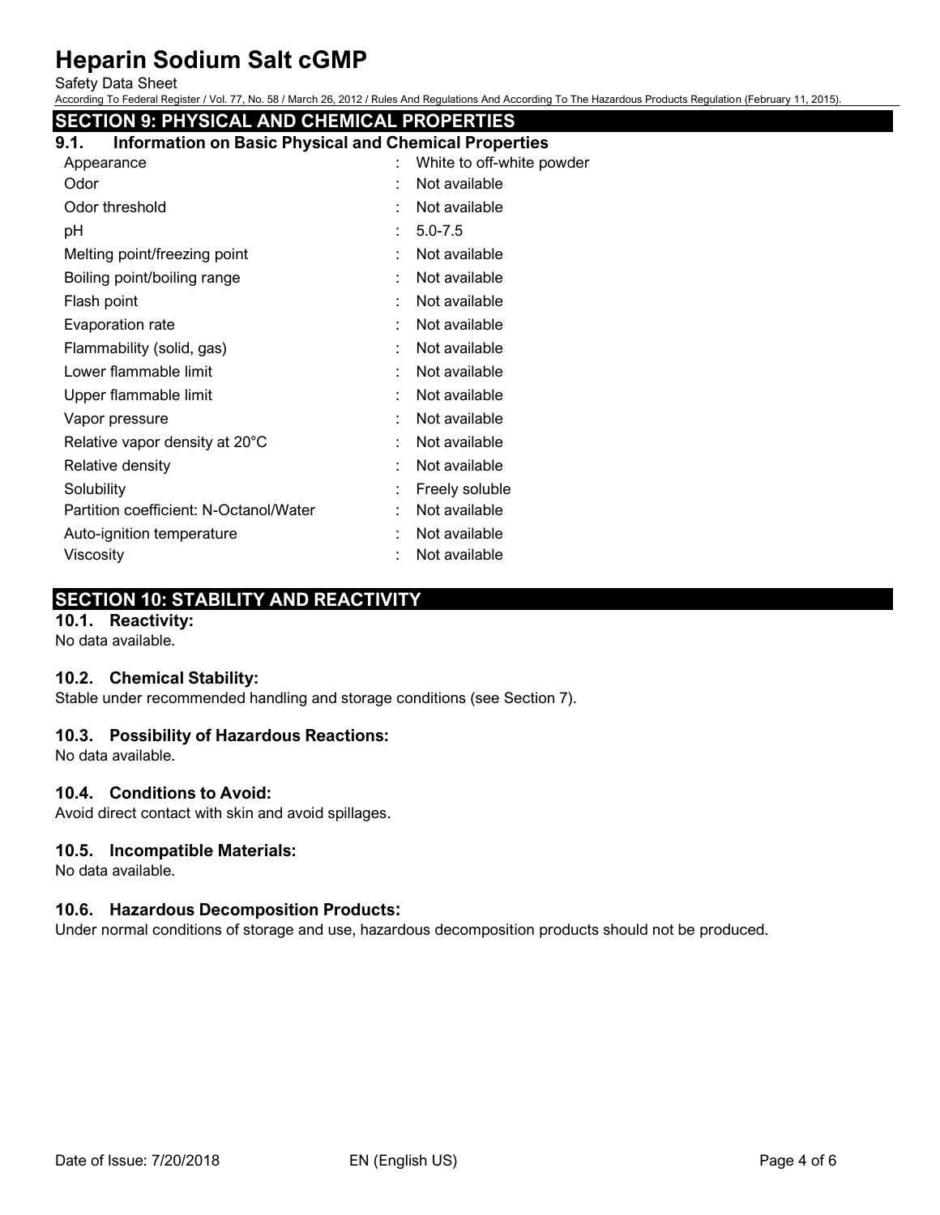## SECTION 9: PHYSICAL AND CHEMICAL PROPERTIES

### 9.1. Information on Basic Physical and Chemical Properties

| Property | Value |
|---|---|
| Appearance | White to off-white powder |
| Odor | Not available |
| Odor threshold | Not available |
| pH | 5.0-7.5 |
| Melting point/freezing point | Not available |
| Boiling point/boiling range | Not available |
| Flash point | Not available |
| Evaporation rate | Not available |
| Flammability (solid, gas) | Not available |
| Lower flammable limit | Not available |
| Upper flammable limit | Not available |
| Vapor pressure | Not available |
| Relative vapor density at 20°C | Not available |
| Relative density | Not available |
| Solubility | Freely soluble |
| Partition coefficient: N-Octanol/Water | Not available |
| Auto-ignition temperature | Not available |
| Viscosity | Not available |

## SECTION 10: STABILITY AND REACTIVITY

### 10.1. Reactivity:

No data available.

### 10.2. Chemical Stability:

Stable under recommended handling and storage conditions (see Section 7).

### 10.3. Possibility of Hazardous Reactions:

No data available.

### 10.4. Conditions to Avoid:

Avoid direct contact with skin and avoid spillages.

### 10.5. Incompatible Materials:

No data available.

### 10.6. Hazardous Decomposition Products:

Under normal conditions of storage and use, hazardous decomposition products should not be produced.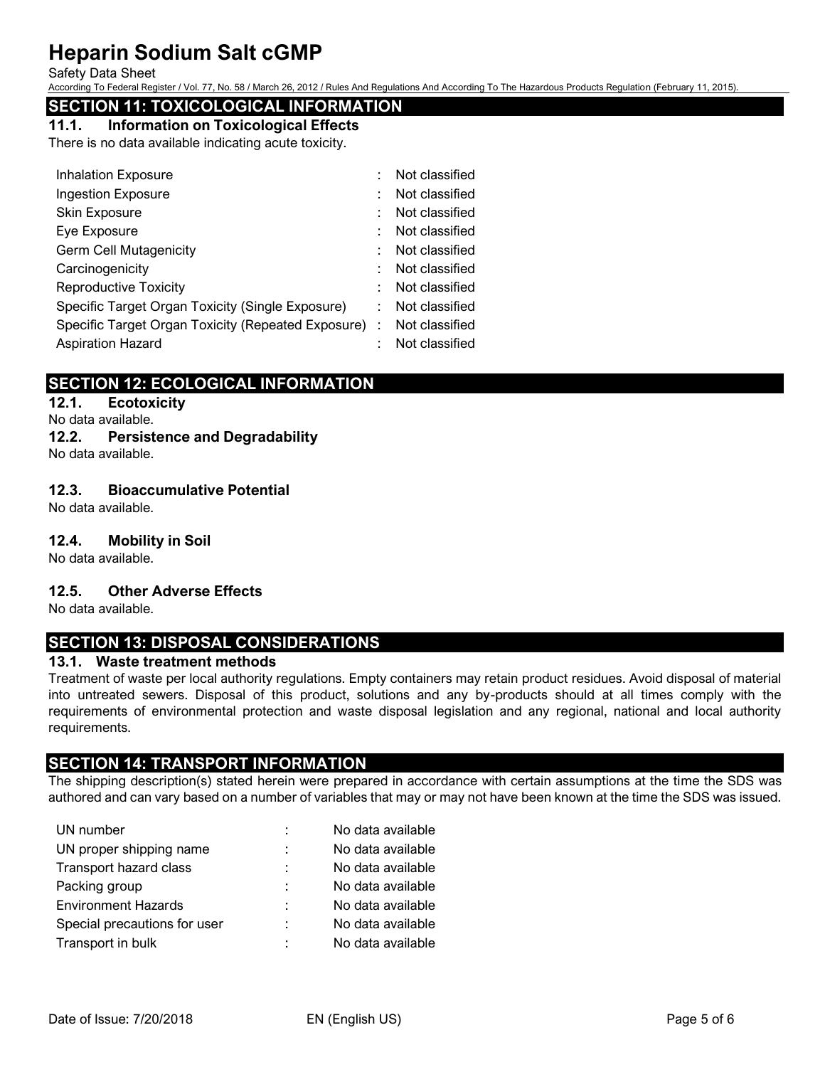## SECTION 11: TOXICOLOGICAL INFORMATION

### 11.1. Information on Toxicological Effects

There is no data available indicating acute toxicity.

| | | |
|---|---|---|
| Inhalation Exposure | : | Not classified |
| Ingestion Exposure | : | Not classified |
| Skin Exposure | : | Not classified |
| Eye Exposure | : | Not classified |
| Germ Cell Mutagenicity | : | Not classified |
| Carcinogenicity | : | Not classified |
| Reproductive Toxicity | : | Not classified |
| Specific Target Organ Toxicity (Single Exposure) | : | Not classified |
| Specific Target Organ Toxicity (Repeated Exposure) | : | Not classified |
| Aspiration Hazard | : | Not classified |

## SECTION 12: ECOLOGICAL INFORMATION

### 12.1. Ecotoxicity

No data available.

### 12.2. Persistence and Degradability

No data available.

### 12.3. Bioaccumulative Potential

No data available.

### 12.4. Mobility in Soil

No data available.

### 12.5. Other Adverse Effects

No data available.

## SECTION 13: DISPOSAL CONSIDERATIONS

### 13.1. Waste treatment methods

Treatment of waste per local authority regulations. Empty containers may retain product residues. Avoid disposal of material into untreated sewers. Disposal of this product, solutions and any by-products should at all times comply with the requirements of environmental protection and waste disposal legislation and any regional, national and local authority requirements.

## SECTION 14: TRANSPORT INFORMATION

The shipping description(s) stated herein were prepared in accordance with certain assumptions at the time the SDS was authored and can vary based on a number of variables that may or may not have been known at the time the SDS was issued.

| | | |
|---|---|---|
| UN number | : | No data available |
| UN proper shipping name | : | No data available |
| Transport hazard class | : | No data available |
| Packing group | : | No data available |
| Environment Hazards | : | No data available |
| Special precautions for user | : | No data available |
| Transport in bulk | : | No data available |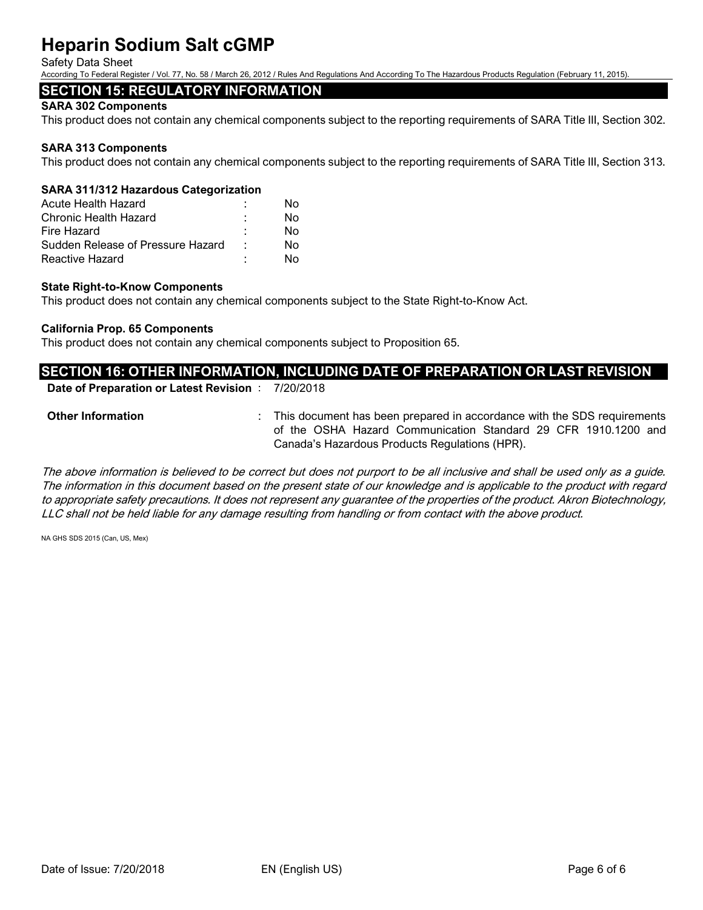## SECTION 15: REGULATORY INFORMATION

**SARA 302 Components**

This product does not contain any chemical components subject to the reporting requirements of SARA Title III, Section 302.

**SARA 313 Components**

This product does not contain any chemical components subject to the reporting requirements of SARA Title III, Section 313.

**SARA 311/312 Hazardous Categorization**

| | | |
|---|---|---|
| Acute Health Hazard | : | No |
| Chronic Health Hazard | : | No |
| Fire Hazard | : | No |
| Sudden Release of Pressure Hazard | : | No |
| Reactive Hazard | : | No |

**State Right-to-Know Components**

This product does not contain any chemical components subject to the State Right-to-Know Act.

**California Prop. 65 Components**

This product does not contain any chemical components subject to Proposition 65.

## SECTION 16: OTHER INFORMATION, INCLUDING DATE OF PREPARATION OR LAST REVISION

**Date of Preparation or Latest Revision** : 7/20/2018

**Other Information** : This document has been prepared in accordance with the SDS requirements of the OSHA Hazard Communication Standard 29 CFR 1910.1200 and Canada's Hazardous Products Regulations (HPR).

*The above information is believed to be correct but does not purport to be all inclusive and shall be used only as a guide. The information in this document based on the present state of our knowledge and is applicable to the product with regard to appropriate safety precautions. It does not represent any guarantee of the properties of the product. Akron Biotechnology, LLC shall not be held liable for any damage resulting from handling or from contact with the above product.*

NA GHS SDS 2015 (Can, US, Mex)